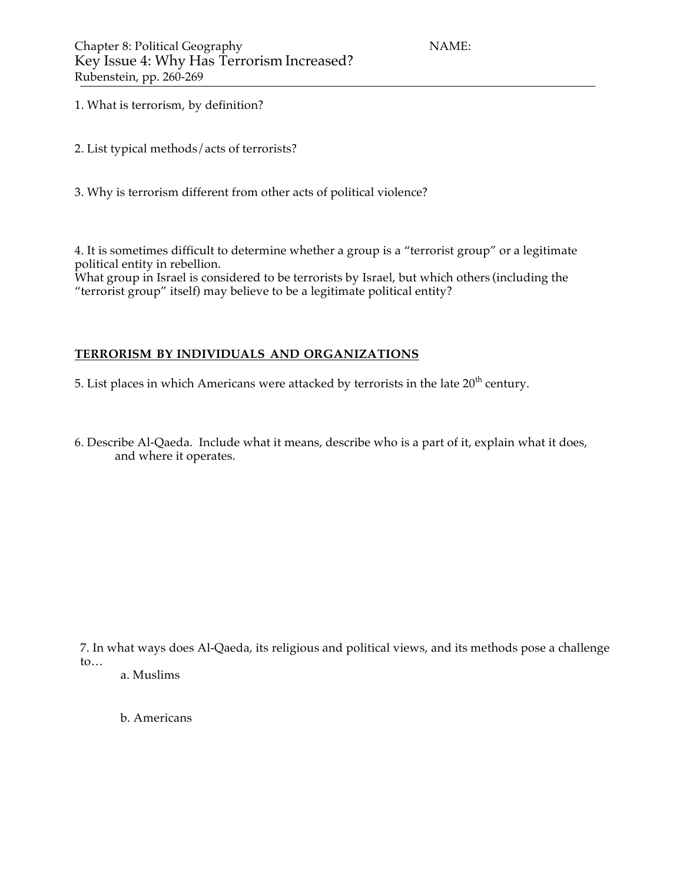Chapter 8: Political Geography NAME:

# Key Issue 4: Why Has Terrorism Increased?

Rubenstein, pp. 260-269

1. What is terrorism, by definition?

2. List typical methods/acts of terrorists?

3. Why is terrorism different from other acts of political violence?

4. It is sometimes difficult to determine whether a group is a "terrorist group" or a legitimate political entity in rebellion.
What group in Israel is considered to be terrorists by Israel, but which others (including the "terrorist group" itself) may believe to be a legitimate political entity?

## TERRORISM BY INDIVIDUALS AND ORGANIZATIONS

5. List places in which Americans were attacked by terrorists in the late 20th century.

6. Describe Al-Qaeda. Include what it means, describe who is a part of it, explain what it does, and where it operates.

7. In what ways does Al-Qaeda, its religious and political views, and its methods pose a challenge to…

   a. Muslims

   b. Americans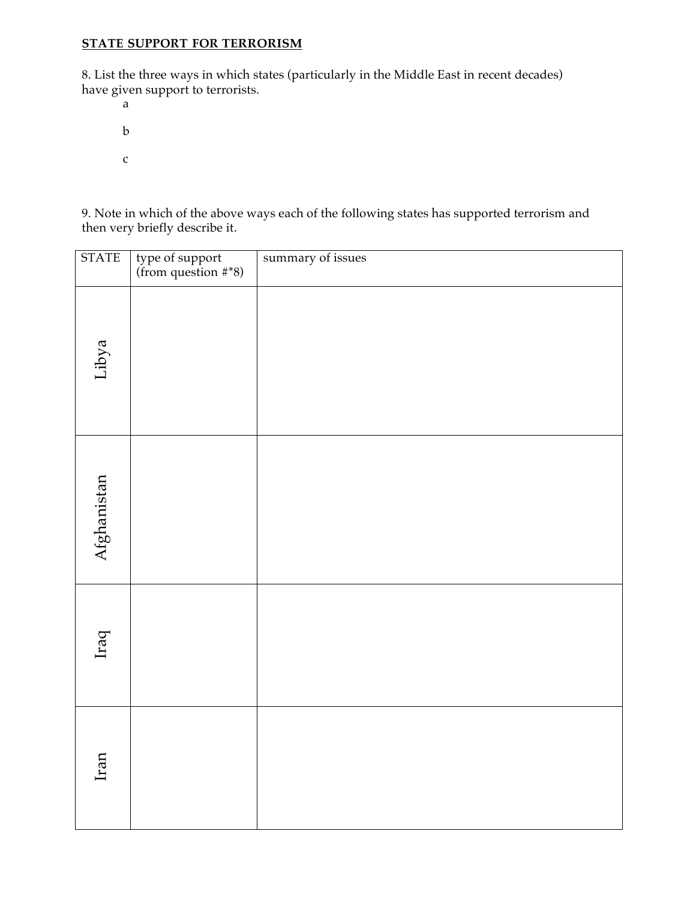**STATE SUPPORT FOR TERRORISM**

8. List the three ways in which states (particularly in the Middle East in recent decades) have given support to terrorists.

a

b

c

9. Note in which of the above ways each of the following states has supported terrorism and then very briefly describe it.

| STATE | type of support (from question #*8) | summary of issues |
|---|---|---|
| Libya | | |
| Afghanistan | | |
| Iraq | | |
| Iran | | |